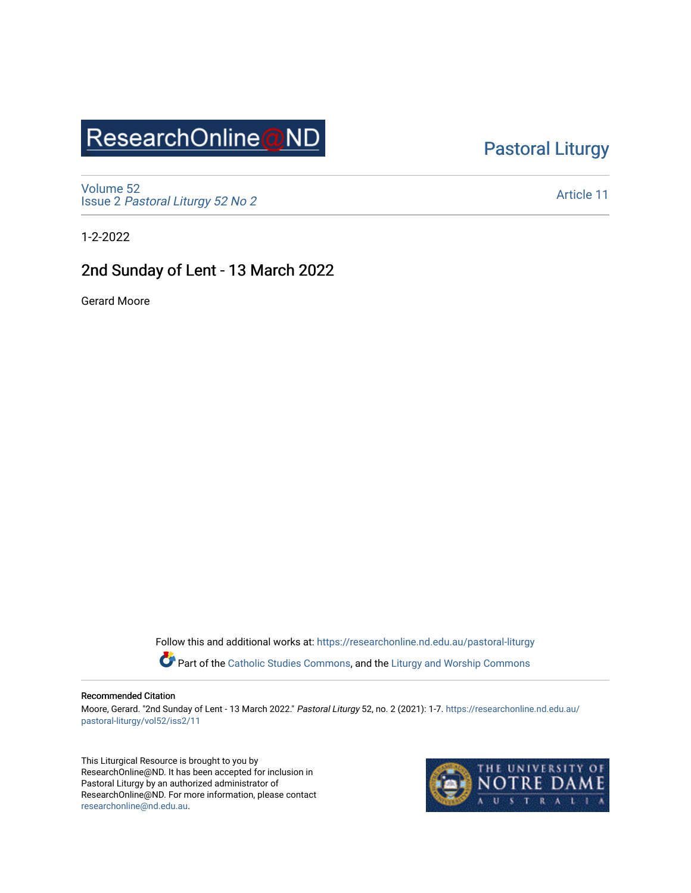ResearchOnline@ND

Pastoral Liturgy

Volume 52
Issue 2 *Pastoral Liturgy 52 No 2*

Article 11

1-2-2022

# 2nd Sunday of Lent - 13 March 2022

Gerard Moore

Follow this and additional works at: https://researchonline.nd.edu.au/pastoral-liturgy

Part of the Catholic Studies Commons, and the Liturgy and Worship Commons

**Recommended Citation**

Moore, Gerard. "2nd Sunday of Lent - 13 March 2022." *Pastoral Liturgy* 52, no. 2 (2021): 1-7. https://researchonline.nd.edu.au/pastoral-liturgy/vol52/iss2/11

This Liturgical Resource is brought to you by ResearchOnline@ND. It has been accepted for inclusion in Pastoral Liturgy by an authorized administrator of ResearchOnline@ND. For more information, please contact researchonline@nd.edu.au.

THE UNIVERSITY OF NOTRE DAME AUSTRALIA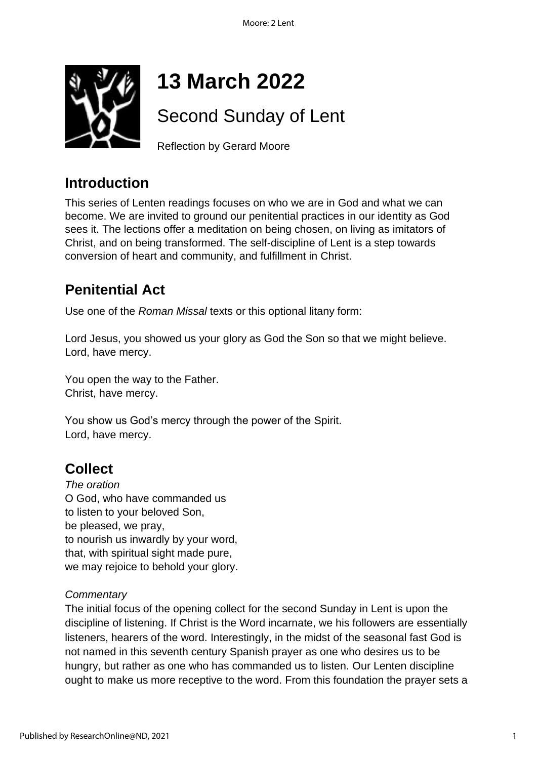# 13 March 2022

## Second Sunday of Lent

Reflection by Gerard Moore

## Introduction

This series of Lenten readings focuses on who we are in God and what we can become. We are invited to ground our penitential practices in our identity as God sees it. The lections offer a meditation on being chosen, on living as imitators of Christ, and on being transformed. The self-discipline of Lent is a step towards conversion of heart and community, and fulfillment in Christ.

## Penitential Act

Use one of the *Roman Missal* texts or this optional litany form:

Lord Jesus, you showed us your glory as God the Son so that we might believe.
Lord, have mercy.

You open the way to the Father.
Christ, have mercy.

You show us God's mercy through the power of the Spirit.
Lord, have mercy.

## Collect

*The oration*
O God, who have commanded us
to listen to your beloved Son,
be pleased, we pray,
to nourish us inwardly by your word,
that, with spiritual sight made pure,
we may rejoice to behold your glory.

*Commentary*
The initial focus of the opening collect for the second Sunday in Lent is upon the discipline of listening. If Christ is the Word incarnate, we his followers are essentially listeners, hearers of the word. Interestingly, in the midst of the seasonal fast God is not named in this seventh century Spanish prayer as one who desires us to be hungry, but rather as one who has commanded us to listen. Our Lenten discipline ought to make us more receptive to the word. From this foundation the prayer sets a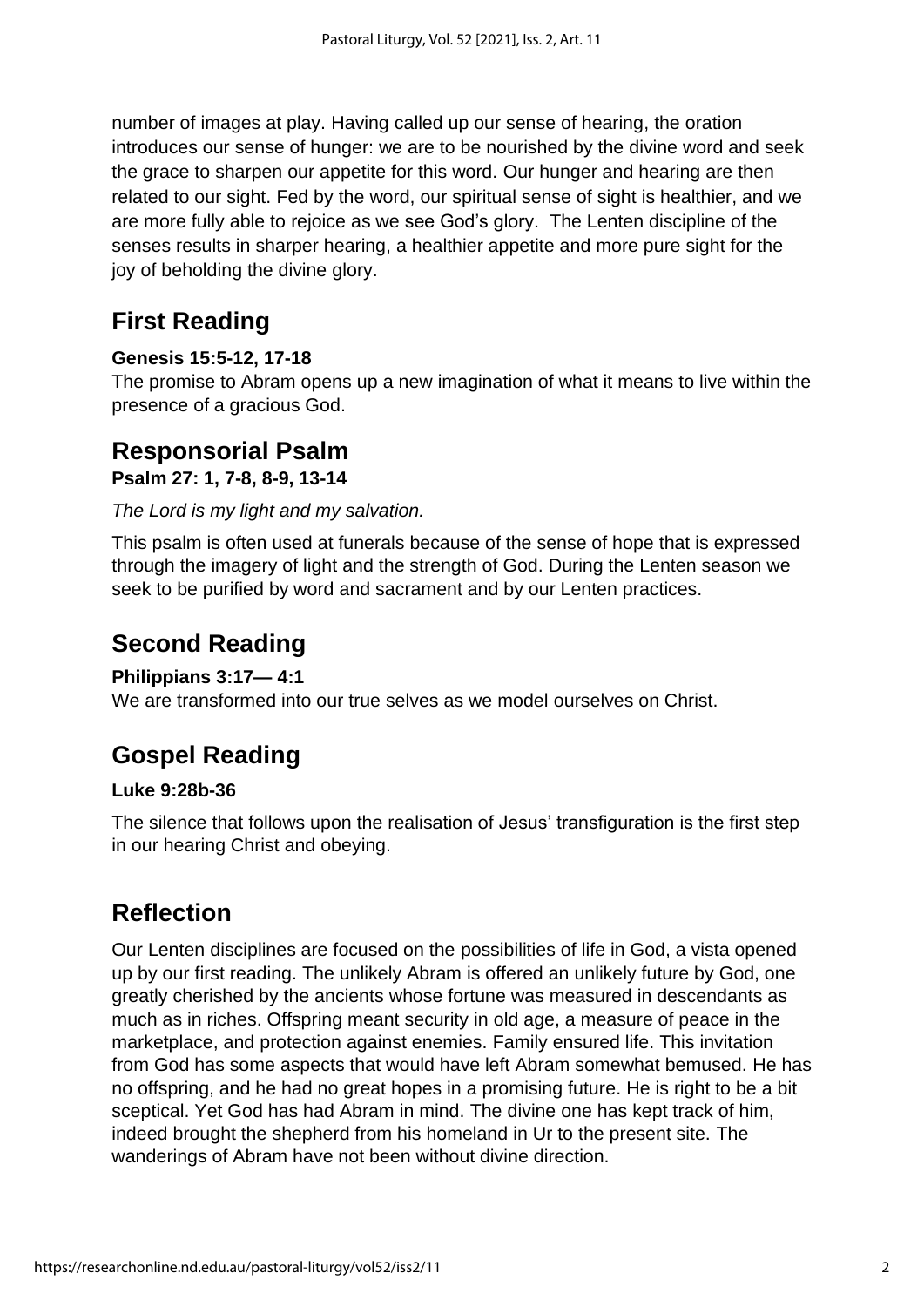number of images at play. Having called up our sense of hearing, the oration introduces our sense of hunger: we are to be nourished by the divine word and seek the grace to sharpen our appetite for this word. Our hunger and hearing are then related to our sight. Fed by the word, our spiritual sense of sight is healthier, and we are more fully able to rejoice as we see God's glory. The Lenten discipline of the senses results in sharper hearing, a healthier appetite and more pure sight for the joy of beholding the divine glory.

## First Reading

**Genesis 15:5-12, 17-18**

The promise to Abram opens up a new imagination of what it means to live within the presence of a gracious God.

## Responsorial Psalm

**Psalm 27: 1, 7-8, 8-9, 13-14**

*The Lord is my light and my salvation.*

This psalm is often used at funerals because of the sense of hope that is expressed through the imagery of light and the strength of God. During the Lenten season we seek to be purified by word and sacrament and by our Lenten practices.

## Second Reading

**Philippians 3:17— 4:1**

We are transformed into our true selves as we model ourselves on Christ.

## Gospel Reading

**Luke 9:28b-36**

The silence that follows upon the realisation of Jesus' transfiguration is the first step in our hearing Christ and obeying.

## Reflection

Our Lenten disciplines are focused on the possibilities of life in God, a vista opened up by our first reading. The unlikely Abram is offered an unlikely future by God, one greatly cherished by the ancients whose fortune was measured in descendants as much as in riches. Offspring meant security in old age, a measure of peace in the marketplace, and protection against enemies. Family ensured life. This invitation from God has some aspects that would have left Abram somewhat bemused. He has no offspring, and he had no great hopes in a promising future. He is right to be a bit sceptical. Yet God has had Abram in mind. The divine one has kept track of him, indeed brought the shepherd from his homeland in Ur to the present site. The wanderings of Abram have not been without divine direction.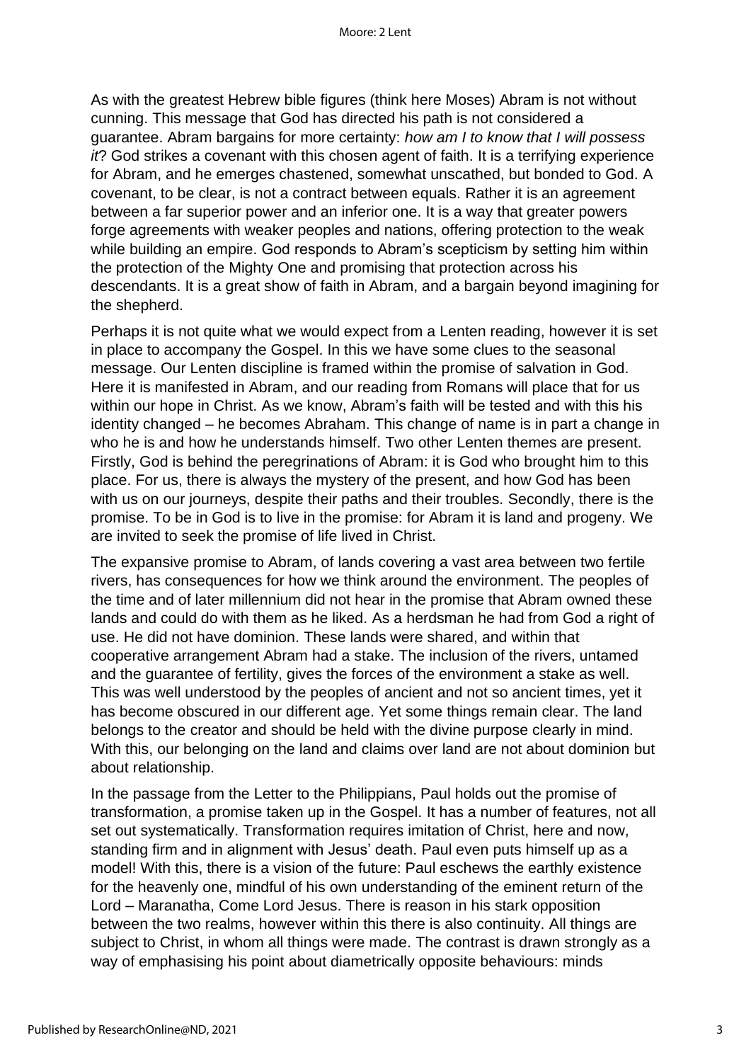As with the greatest Hebrew bible figures (think here Moses) Abram is not without cunning. This message that God has directed his path is not considered a guarantee. Abram bargains for more certainty: *how am I to know that I will possess it*? God strikes a covenant with this chosen agent of faith. It is a terrifying experience for Abram, and he emerges chastened, somewhat unscathed, but bonded to God. A covenant, to be clear, is not a contract between equals. Rather it is an agreement between a far superior power and an inferior one. It is a way that greater powers forge agreements with weaker peoples and nations, offering protection to the weak while building an empire. God responds to Abram's scepticism by setting him within the protection of the Mighty One and promising that protection across his descendants. It is a great show of faith in Abram, and a bargain beyond imagining for the shepherd.

Perhaps it is not quite what we would expect from a Lenten reading, however it is set in place to accompany the Gospel. In this we have some clues to the seasonal message. Our Lenten discipline is framed within the promise of salvation in God. Here it is manifested in Abram, and our reading from Romans will place that for us within our hope in Christ. As we know, Abram's faith will be tested and with this his identity changed – he becomes Abraham. This change of name is in part a change in who he is and how he understands himself. Two other Lenten themes are present. Firstly, God is behind the peregrinations of Abram: it is God who brought him to this place. For us, there is always the mystery of the present, and how God has been with us on our journeys, despite their paths and their troubles. Secondly, there is the promise. To be in God is to live in the promise: for Abram it is land and progeny. We are invited to seek the promise of life lived in Christ.

The expansive promise to Abram, of lands covering a vast area between two fertile rivers, has consequences for how we think around the environment. The peoples of the time and of later millennium did not hear in the promise that Abram owned these lands and could do with them as he liked. As a herdsman he had from God a right of use. He did not have dominion. These lands were shared, and within that cooperative arrangement Abram had a stake. The inclusion of the rivers, untamed and the guarantee of fertility, gives the forces of the environment a stake as well. This was well understood by the peoples of ancient and not so ancient times, yet it has become obscured in our different age. Yet some things remain clear. The land belongs to the creator and should be held with the divine purpose clearly in mind. With this, our belonging on the land and claims over land are not about dominion but about relationship.

In the passage from the Letter to the Philippians, Paul holds out the promise of transformation, a promise taken up in the Gospel. It has a number of features, not all set out systematically. Transformation requires imitation of Christ, here and now, standing firm and in alignment with Jesus' death. Paul even puts himself up as a model! With this, there is a vision of the future: Paul eschews the earthly existence for the heavenly one, mindful of his own understanding of the eminent return of the Lord – Maranatha, Come Lord Jesus. There is reason in his stark opposition between the two realms, however within this there is also continuity. All things are subject to Christ, in whom all things were made. The contrast is drawn strongly as a way of emphasising his point about diametrically opposite behaviours: minds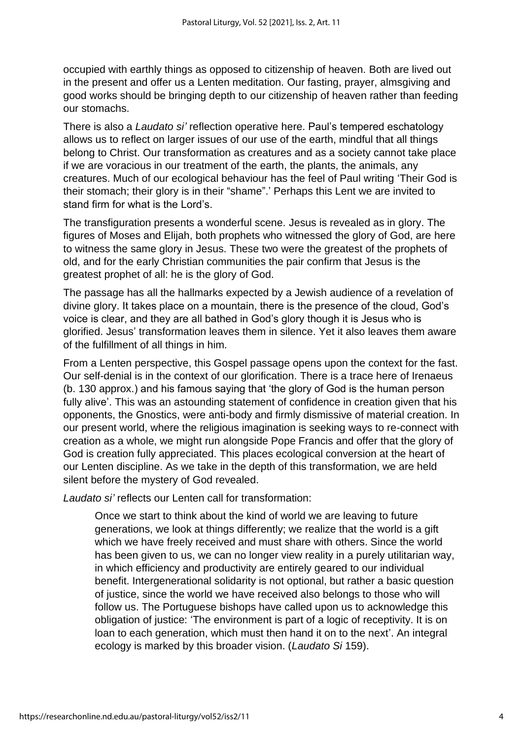occupied with earthly things as opposed to citizenship of heaven. Both are lived out in the present and offer us a Lenten meditation. Our fasting, prayer, almsgiving and good works should be bringing depth to our citizenship of heaven rather than feeding our stomachs.

There is also a *Laudato si'* reflection operative here. Paul's tempered eschatology allows us to reflect on larger issues of our use of the earth, mindful that all things belong to Christ. Our transformation as creatures and as a society cannot take place if we are voracious in our treatment of the earth, the plants, the animals, any creatures. Much of our ecological behaviour has the feel of Paul writing 'Their God is their stomach; their glory is in their "shame".' Perhaps this Lent we are invited to stand firm for what is the Lord's.

The transfiguration presents a wonderful scene. Jesus is revealed as in glory. The figures of Moses and Elijah, both prophets who witnessed the glory of God, are here to witness the same glory in Jesus. These two were the greatest of the prophets of old, and for the early Christian communities the pair confirm that Jesus is the greatest prophet of all: he is the glory of God.

The passage has all the hallmarks expected by a Jewish audience of a revelation of divine glory. It takes place on a mountain, there is the presence of the cloud, God's voice is clear, and they are all bathed in God's glory though it is Jesus who is glorified. Jesus' transformation leaves them in silence. Yet it also leaves them aware of the fulfillment of all things in him.

From a Lenten perspective, this Gospel passage opens upon the context for the fast. Our self-denial is in the context of our glorification. There is a trace here of Irenaeus (b. 130 approx.) and his famous saying that 'the glory of God is the human person fully alive'. This was an astounding statement of confidence in creation given that his opponents, the Gnostics, were anti-body and firmly dismissive of material creation. In our present world, where the religious imagination is seeking ways to re-connect with creation as a whole, we might run alongside Pope Francis and offer that the glory of God is creation fully appreciated. This places ecological conversion at the heart of our Lenten discipline. As we take in the depth of this transformation, we are held silent before the mystery of God revealed.

*Laudato si'* reflects our Lenten call for transformation:

> Once we start to think about the kind of world we are leaving to future generations, we look at things differently; we realize that the world is a gift which we have freely received and must share with others. Since the world has been given to us, we can no longer view reality in a purely utilitarian way, in which efficiency and productivity are entirely geared to our individual benefit. Intergenerational solidarity is not optional, but rather a basic question of justice, since the world we have received also belongs to those who will follow us. The Portuguese bishops have called upon us to acknowledge this obligation of justice: 'The environment is part of a logic of receptivity. It is on loan to each generation, which must then hand it on to the next'. An integral ecology is marked by this broader vision. (*Laudato Si* 159).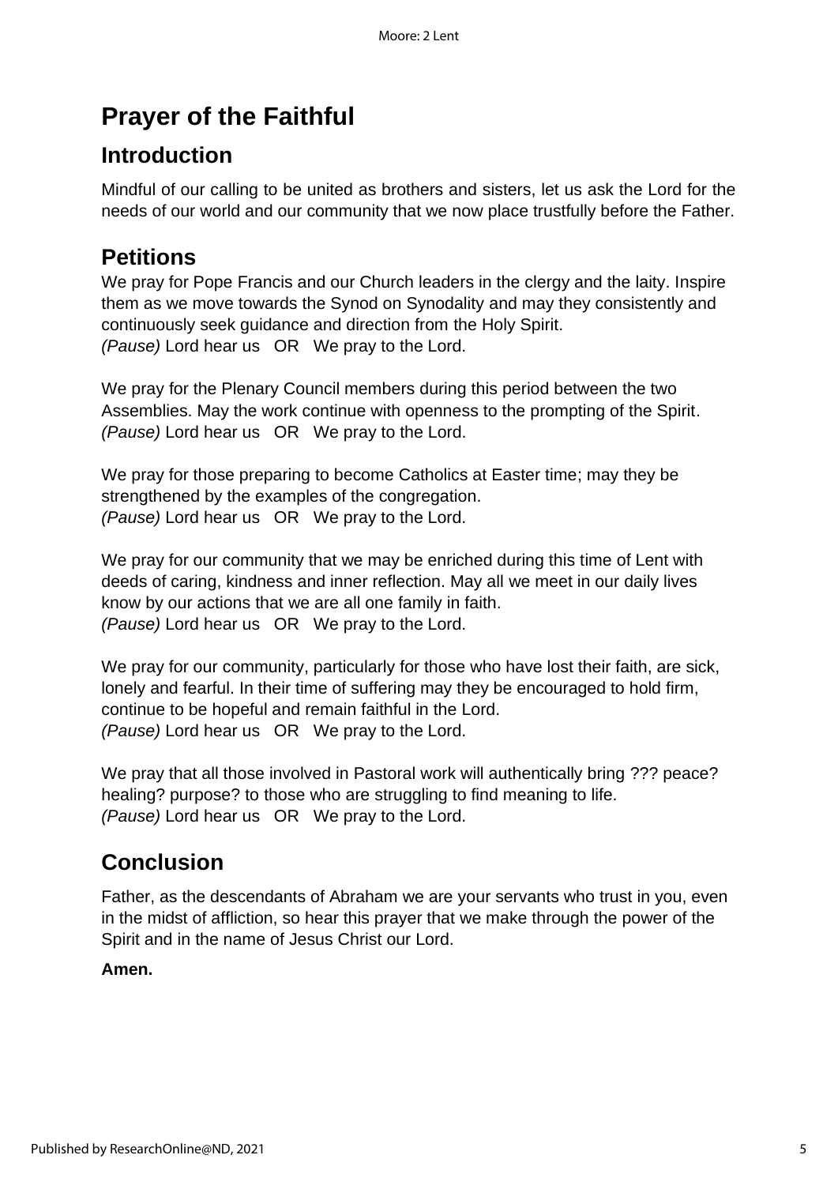# Prayer of the Faithful

## Introduction

Mindful of our calling to be united as brothers and sisters, let us ask the Lord for the needs of our world and our community that we now place trustfully before the Father.

## Petitions

We pray for Pope Francis and our Church leaders in the clergy and the laity. Inspire them as we move towards the Synod on Synodality and may they consistently and continuously seek guidance and direction from the Holy Spirit.
*(Pause)* Lord hear us OR We pray to the Lord.

We pray for the Plenary Council members during this period between the two Assemblies. May the work continue with openness to the prompting of the Spirit.
*(Pause)* Lord hear us OR We pray to the Lord.

We pray for those preparing to become Catholics at Easter time; may they be strengthened by the examples of the congregation.
*(Pause)* Lord hear us OR We pray to the Lord.

We pray for our community that we may be enriched during this time of Lent with deeds of caring, kindness and inner reflection. May all we meet in our daily lives know by our actions that we are all one family in faith.
*(Pause)* Lord hear us OR We pray to the Lord.

We pray for our community, particularly for those who have lost their faith, are sick, lonely and fearful. In their time of suffering may they be encouraged to hold firm, continue to be hopeful and remain faithful in the Lord.
*(Pause)* Lord hear us OR We pray to the Lord.

We pray that all those involved in Pastoral work will authentically bring ??? peace? healing? purpose? to those who are struggling to find meaning to life.
*(Pause)* Lord hear us OR We pray to the Lord.

## Conclusion

Father, as the descendants of Abraham we are your servants who trust in you, even in the midst of affliction, so hear this prayer that we make through the power of the Spirit and in the name of Jesus Christ our Lord.

**Amen.**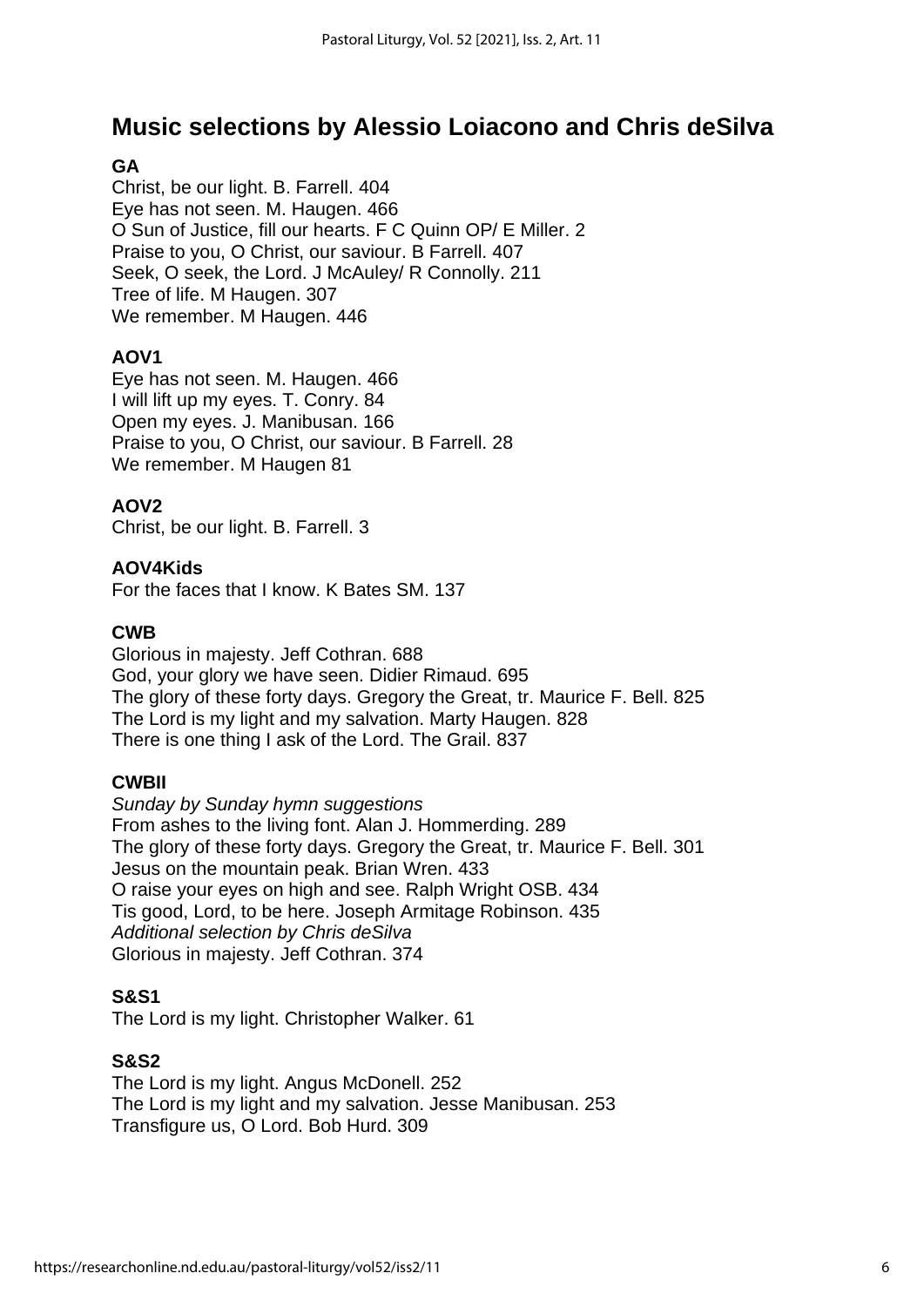## Music selections by Alessio Loiacono and Chris deSilva

**GA**
Christ, be our light. B. Farrell. 404
Eye has not seen. M. Haugen. 466
O Sun of Justice, fill our hearts. F C Quinn OP/ E Miller. 2
Praise to you, O Christ, our saviour. B Farrell. 407
Seek, O seek, the Lord. J McAuley/ R Connolly. 211
Tree of life. M Haugen. 307
We remember. M Haugen. 446

**AOV1**
Eye has not seen. M. Haugen. 466
I will lift up my eyes. T. Conry. 84
Open my eyes. J. Manibusan. 166
Praise to you, O Christ, our saviour. B Farrell. 28
We remember. M Haugen 81

**AOV2**
Christ, be our light. B. Farrell. 3

**AOV4Kids**
For the faces that I know. K Bates SM. 137

**CWB**
Glorious in majesty. Jeff Cothran. 688
God, your glory we have seen. Didier Rimaud. 695
The glory of these forty days. Gregory the Great, tr. Maurice F. Bell. 825
The Lord is my light and my salvation. Marty Haugen. 828
There is one thing I ask of the Lord. The Grail. 837

**CWBII**
*Sunday by Sunday hymn suggestions*
From ashes to the living font. Alan J. Hommerding. 289
The glory of these forty days. Gregory the Great, tr. Maurice F. Bell. 301
Jesus on the mountain peak. Brian Wren. 433
O raise your eyes on high and see. Ralph Wright OSB. 434
Tis good, Lord, to be here. Joseph Armitage Robinson. 435
*Additional selection by Chris deSilva*
Glorious in majesty. Jeff Cothran. 374

**S&S1**
The Lord is my light. Christopher Walker. 61

**S&S2**
The Lord is my light. Angus McDonell. 252
The Lord is my light and my salvation. Jesse Manibusan. 253
Transfigure us, O Lord. Bob Hurd. 309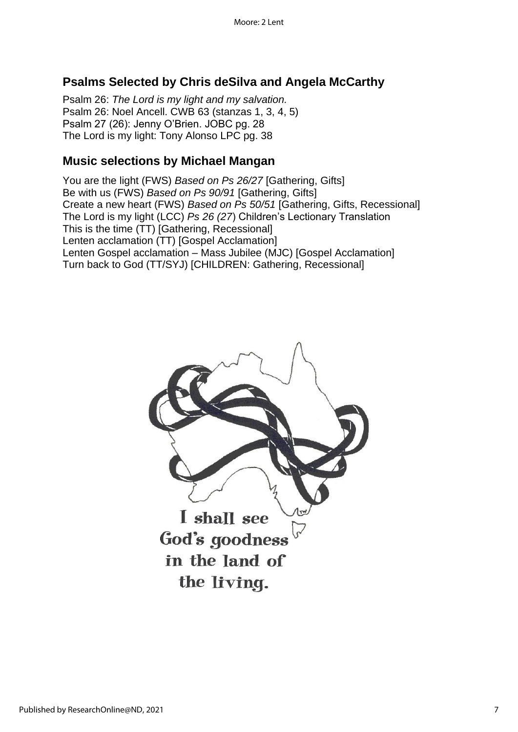## Psalms Selected by Chris deSilva and Angela McCarthy

Psalm 26: *The Lord is my light and my salvation.*
Psalm 26: Noel Ancell. CWB 63 (stanzas 1, 3, 4, 5)
Psalm 27 (26): Jenny O'Brien. JOBC pg. 28
The Lord is my light: Tony Alonso LPC pg. 38

## Music selections by Michael Mangan

You are the light (FWS) *Based on Ps 26/27* [Gathering, Gifts]
Be with us (FWS) *Based on Ps 90/91* [Gathering, Gifts]
Create a new heart (FWS) *Based on Ps 50/51* [Gathering, Gifts, Recessional]
The Lord is my light (LCC) *Ps 26 (27*) Children's Lectionary Translation
This is the time (TT) [Gathering, Recessional]
Lenten acclamation (TT) [Gospel Acclamation]
Lenten Gospel acclamation – Mass Jubilee (MJC) [Gospel Acclamation]
Turn back to God (TT/SYJ) [CHILDREN: Gathering, Recessional]

I shall see
God's goodness
in the land of
the living.